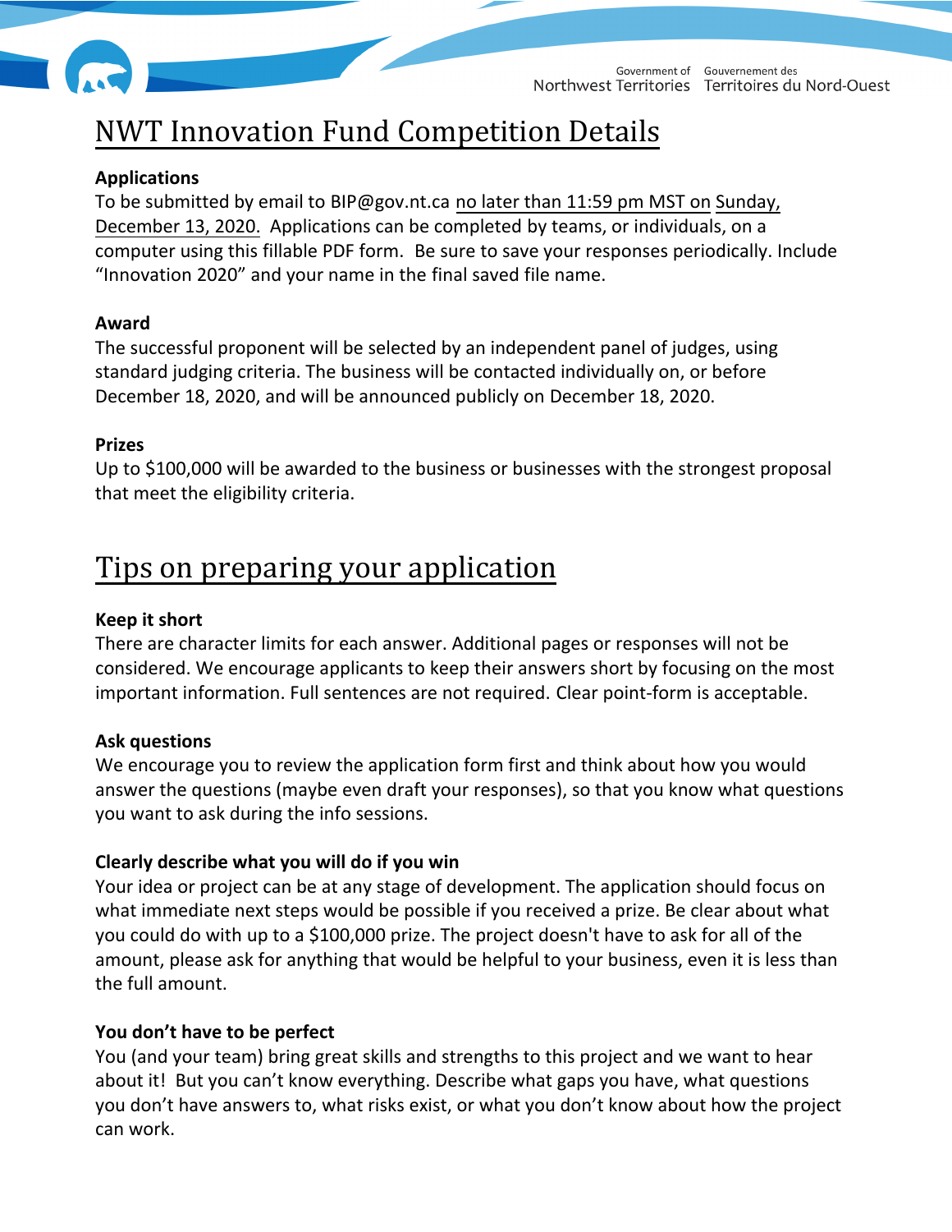# NWT Innovation Fund Competition Details

**Applications**

To be submitted by email to BIP@gov.nt.ca no later than 11:59 pm MST on Sunday, December 13, 2020. Applications can be completed by teams, or individuals, on a computer using this fillable PDF form. Be sure to save your responses periodically. Include "Innovation 2020" and your name in the final saved file name.

**Award**

The successful proponent will be selected by an independent panel of judges, using standard judging criteria. The business will be contacted individually on, or before December 18, 2020, and will be announced publicly on December 18, 2020.

**Prizes**

Up to $100,000 will be awarded to the business or businesses with the strongest proposal that meet the eligibility criteria.

# Tips on preparing your application

**Keep it short**

There are character limits for each answer. Additional pages or responses will not be considered. We encourage applicants to keep their answers short by focusing on the most important information. Full sentences are not required. Clear point-form is acceptable.

**Ask questions**

We encourage you to review the application form first and think about how you would answer the questions (maybe even draft your responses), so that you know what questions you want to ask during the info sessions.

**Clearly describe what you will do if you win**

Your idea or project can be at any stage of development. The application should focus on what immediate next steps would be possible if you received a prize. Be clear about what you could do with up to a $100,000 prize. The project doesn't have to ask for all of the amount, please ask for anything that would be helpful to your business, even it is less than the full amount.

**You don't have to be perfect**

You (and your team) bring great skills and strengths to this project and we want to hear about it! But you can't know everything. Describe what gaps you have, what questions you don't have answers to, what risks exist, or what you don't know about how the project can work.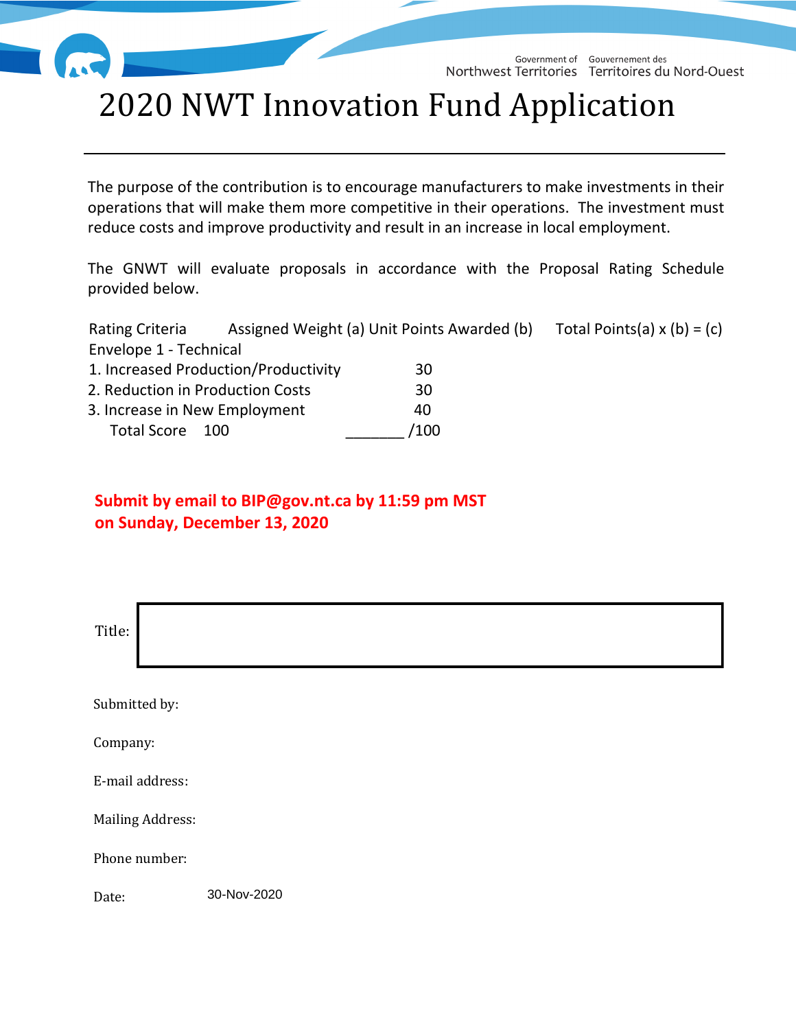Government of Northwest Territories | Gouvernement des Territoires du Nord-Ouest

# 2020 NWT Innovation Fund Application

The purpose of the contribution is to encourage manufacturers to make investments in their operations that will make them more competitive in their operations. The investment must reduce costs and improve productivity and result in an increase in local employment.

The GNWT will evaluate proposals in accordance with the Proposal Rating Schedule provided below.

| Rating Criteria | Assigned Weight (a) | Unit Points Awarded (b) | Total Points(a) x (b) = (c) |
|---|---|---|---|
| Envelope 1 - Technical | | | |
| 1. Increased Production/Productivity | 30 | | |
| 2. Reduction in Production Costs | 30 | | |
| 3. Increase in New Employment | 40 | | |
| Total Score 100 | _______ /100 | | |

**Submit by email to BIP@gov.nt.ca by 11:59 pm MST on Sunday, December 13, 2020**

Title:

Submitted by:

Company:

E-mail address:

Mailing Address:

Phone number:

Date: 30-Nov-2020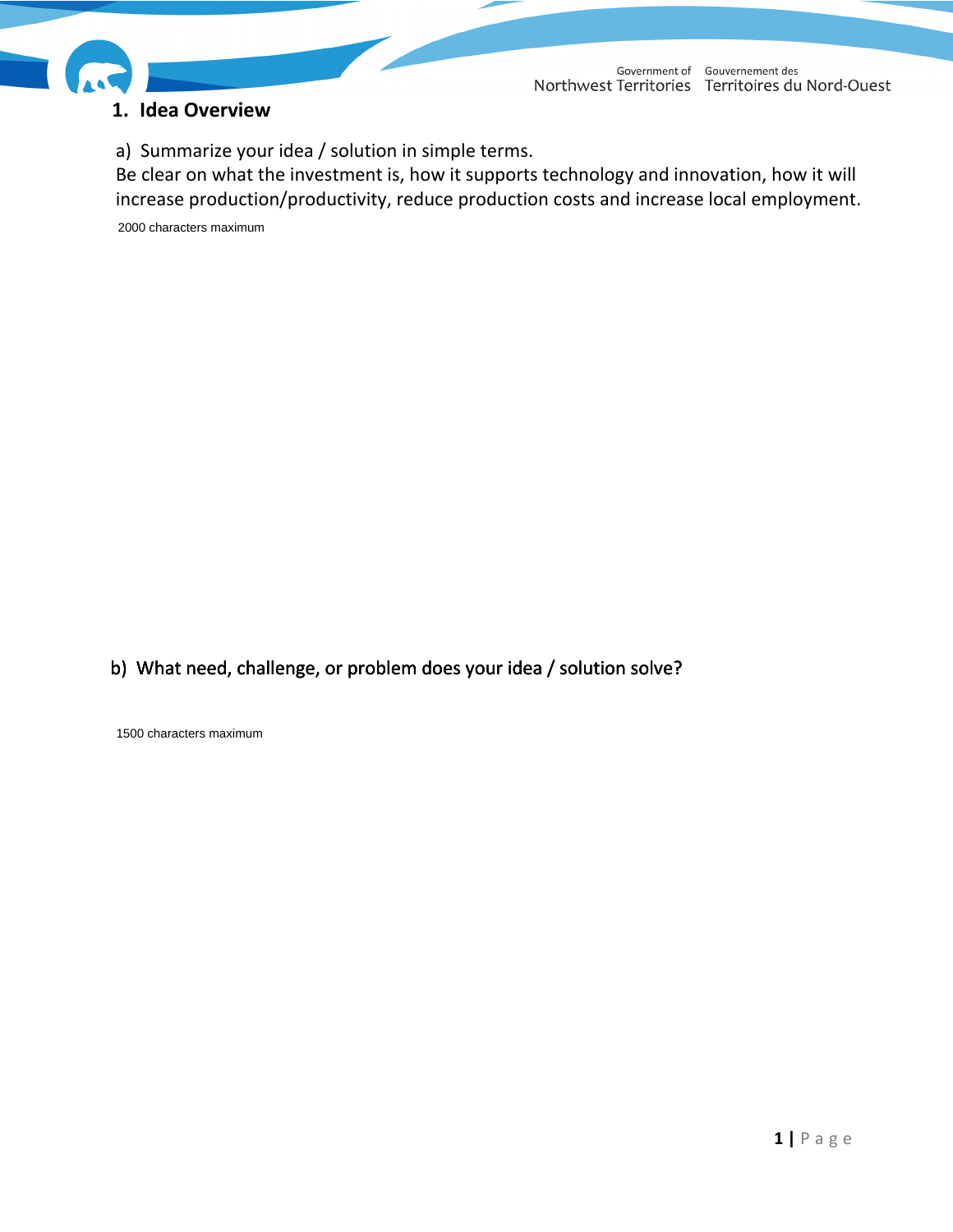## 1. Idea Overview

a) Summarize your idea / solution in simple terms.
Be clear on what the investment is, how it supports technology and innovation, how it will increase production/productivity, reduce production costs and increase local employment.

2000 characters maximum

b) What need, challenge, or problem does your idea / solution solve?

1500 characters maximum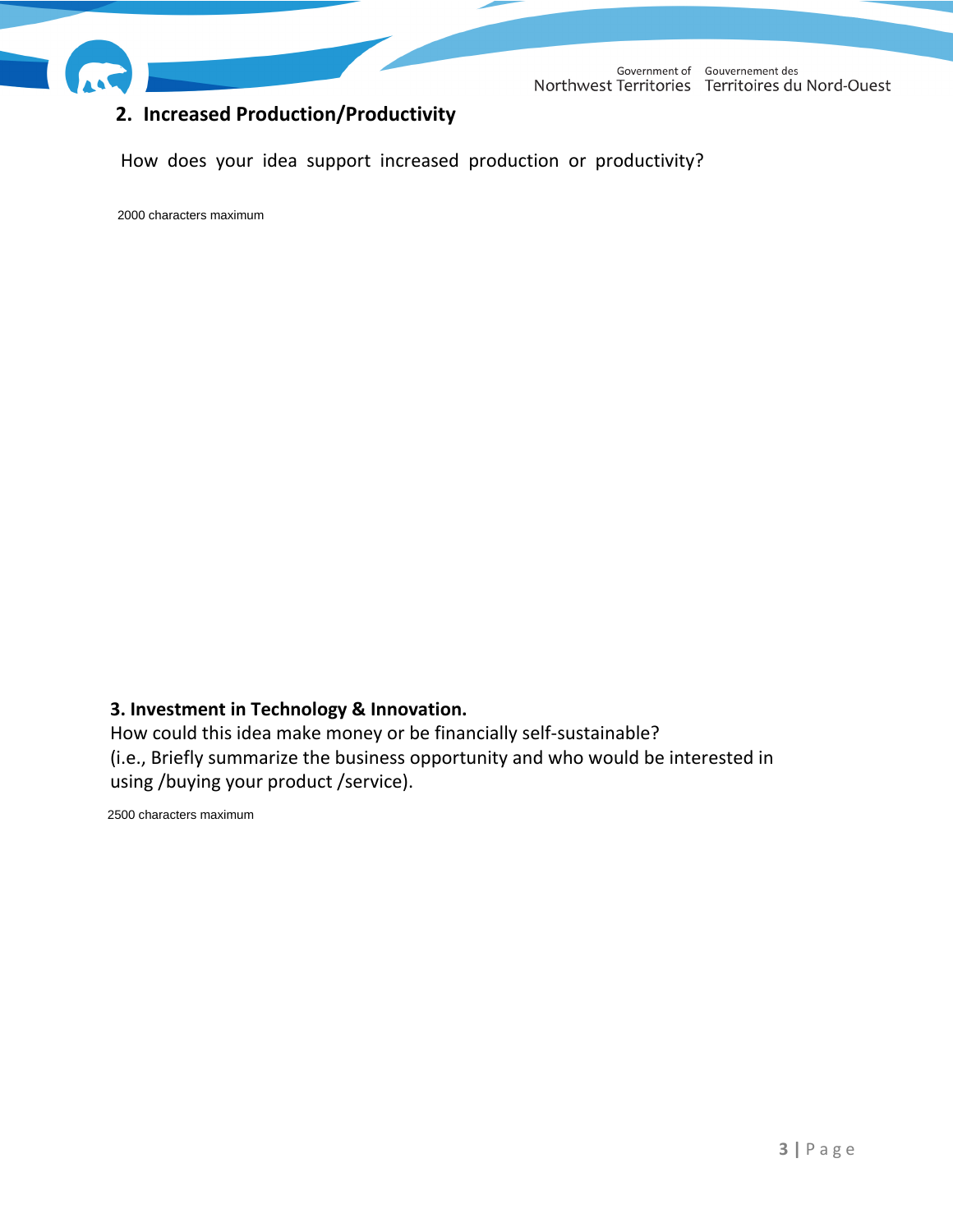## 2. Increased Production/Productivity

How does your idea support increased production or productivity?

2000 characters maximum

## 3. Investment in Technology & Innovation.

How could this idea make money or be financially self-sustainable?
(i.e., Briefly summarize the business opportunity and who would be interested in using /buying your product /service).

2500 characters maximum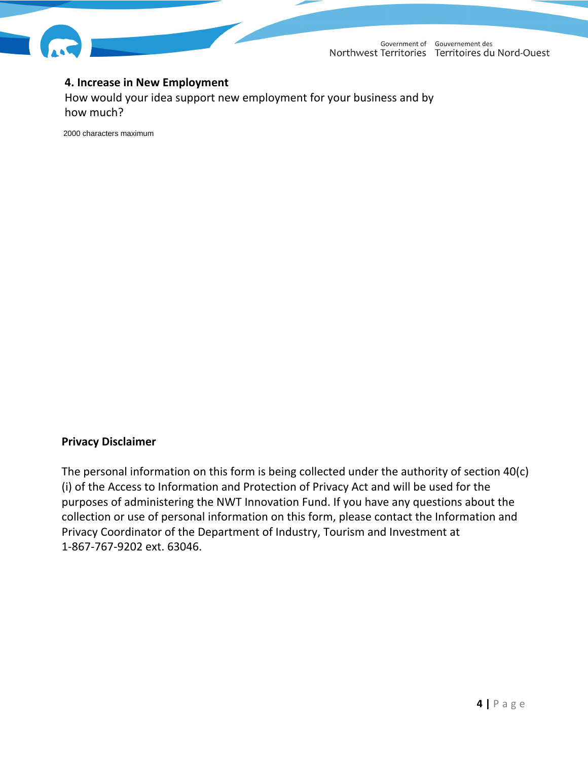### 4. Increase in New Employment

How would your idea support new employment for your business and by how much?

2000 characters maximum

**Privacy Disclaimer**

The personal information on this form is being collected under the authority of section 40(c)(i) of the Access to Information and Protection of Privacy Act and will be used for the purposes of administering the NWT Innovation Fund. If you have any questions about the collection or use of personal information on this form, please contact the Information and Privacy Coordinator of the Department of Industry, Tourism and Investment at 1-867-767-9202 ext. 63046.